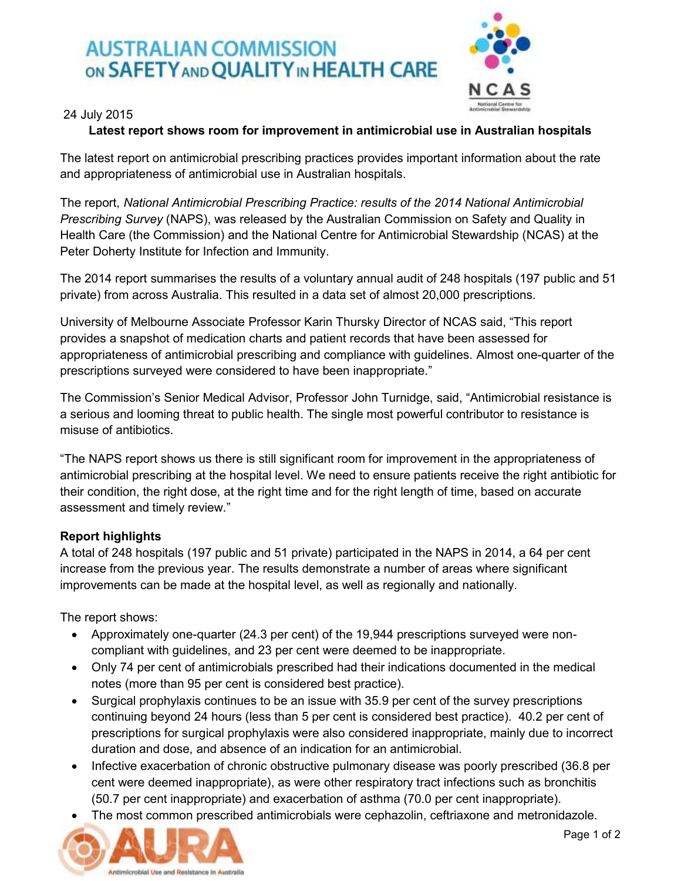# AUSTRALIAN COMMISSION ON SAFETY AND QUALITY IN HEALTH CARE

24 July 2015

**Latest report shows room for improvement in antimicrobial use in Australian hospitals**

The latest report on antimicrobial prescribing practices provides important information about the rate and appropriateness of antimicrobial use in Australian hospitals.

The report, *National Antimicrobial Prescribing Practice: results of the 2014 National Antimicrobial Prescribing Survey* (NAPS), was released by the Australian Commission on Safety and Quality in Health Care (the Commission) and the National Centre for Antimicrobial Stewardship (NCAS) at the Peter Doherty Institute for Infection and Immunity.

The 2014 report summarises the results of a voluntary annual audit of 248 hospitals (197 public and 51 private) from across Australia. This resulted in a data set of almost 20,000 prescriptions.

University of Melbourne Associate Professor Karin Thursky Director of NCAS said, "This report provides a snapshot of medication charts and patient records that have been assessed for appropriateness of antimicrobial prescribing and compliance with guidelines. Almost one-quarter of the prescriptions surveyed were considered to have been inappropriate."

The Commission's Senior Medical Advisor, Professor John Turnidge, said, "Antimicrobial resistance is a serious and looming threat to public health. The single most powerful contributor to resistance is misuse of antibiotics.

"The NAPS report shows us there is still significant room for improvement in the appropriateness of antimicrobial prescribing at the hospital level. We need to ensure patients receive the right antibiotic for their condition, the right dose, at the right time and for the right length of time, based on accurate assessment and timely review."

**Report highlights**

A total of 248 hospitals (197 public and 51 private) participated in the NAPS in 2014, a 64 per cent increase from the previous year. The results demonstrate a number of areas where significant improvements can be made at the hospital level, as well as regionally and nationally.

The report shows:

- Approximately one-quarter (24.3 per cent) of the 19,944 prescriptions surveyed were non-compliant with guidelines, and 23 per cent were deemed to be inappropriate.
- Only 74 per cent of antimicrobials prescribed had their indications documented in the medical notes (more than 95 per cent is considered best practice).
- Surgical prophylaxis continues to be an issue with 35.9 per cent of the survey prescriptions continuing beyond 24 hours (less than 5 per cent is considered best practice). 40.2 per cent of prescriptions for surgical prophylaxis were also considered inappropriate, mainly due to incorrect duration and dose, and absence of an indication for an antimicrobial.
- Infective exacerbation of chronic obstructive pulmonary disease was poorly prescribed (36.8 per cent were deemed inappropriate), as were other respiratory tract infections such as bronchitis (50.7 per cent inappropriate) and exacerbation of asthma (70.0 per cent inappropriate).
- The most common prescribed antimicrobials were cephazolin, ceftriaxone and metronidazole.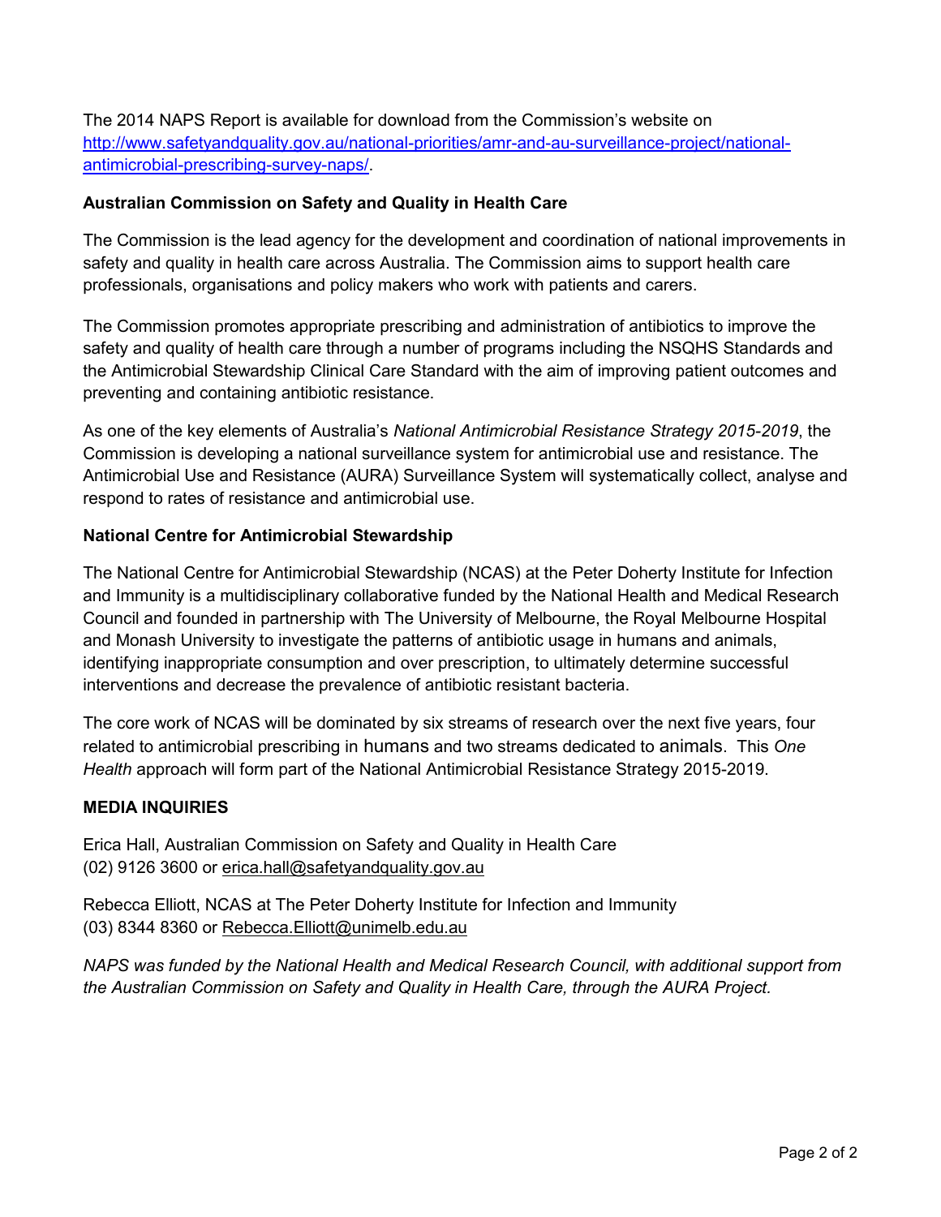The 2014 NAPS Report is available for download from the Commission's website on http://www.safetyandquality.gov.au/national-priorities/amr-and-au-surveillance-project/national-antimicrobial-prescribing-survey-naps/.

**Australian Commission on Safety and Quality in Health Care**

The Commission is the lead agency for the development and coordination of national improvements in safety and quality in health care across Australia. The Commission aims to support health care professionals, organisations and policy makers who work with patients and carers.

The Commission promotes appropriate prescribing and administration of antibiotics to improve the safety and quality of health care through a number of programs including the NSQHS Standards and the Antimicrobial Stewardship Clinical Care Standard with the aim of improving patient outcomes and preventing and containing antibiotic resistance.

As one of the key elements of Australia's *National Antimicrobial Resistance Strategy 2015-2019*, the Commission is developing a national surveillance system for antimicrobial use and resistance. The Antimicrobial Use and Resistance (AURA) Surveillance System will systematically collect, analyse and respond to rates of resistance and antimicrobial use.

**National Centre for Antimicrobial Stewardship**

The National Centre for Antimicrobial Stewardship (NCAS) at the Peter Doherty Institute for Infection and Immunity is a multidisciplinary collaborative funded by the National Health and Medical Research Council and founded in partnership with The University of Melbourne, the Royal Melbourne Hospital and Monash University to investigate the patterns of antibiotic usage in humans and animals, identifying inappropriate consumption and over prescription, to ultimately determine successful interventions and decrease the prevalence of antibiotic resistant bacteria.

The core work of NCAS will be dominated by six streams of research over the next five years, four related to antimicrobial prescribing in humans and two streams dedicated to animals. This *One Health* approach will form part of the National Antimicrobial Resistance Strategy 2015-2019.

**MEDIA INQUIRIES**

Erica Hall, Australian Commission on Safety and Quality in Health Care
(02) 9126 3600 or erica.hall@safetyandquality.gov.au

Rebecca Elliott, NCAS at The Peter Doherty Institute for Infection and Immunity
(03) 8344 8360 or Rebecca.Elliott@unimelb.edu.au

*NAPS was funded by the National Health and Medical Research Council, with additional support from the Australian Commission on Safety and Quality in Health Care, through the AURA Project.*